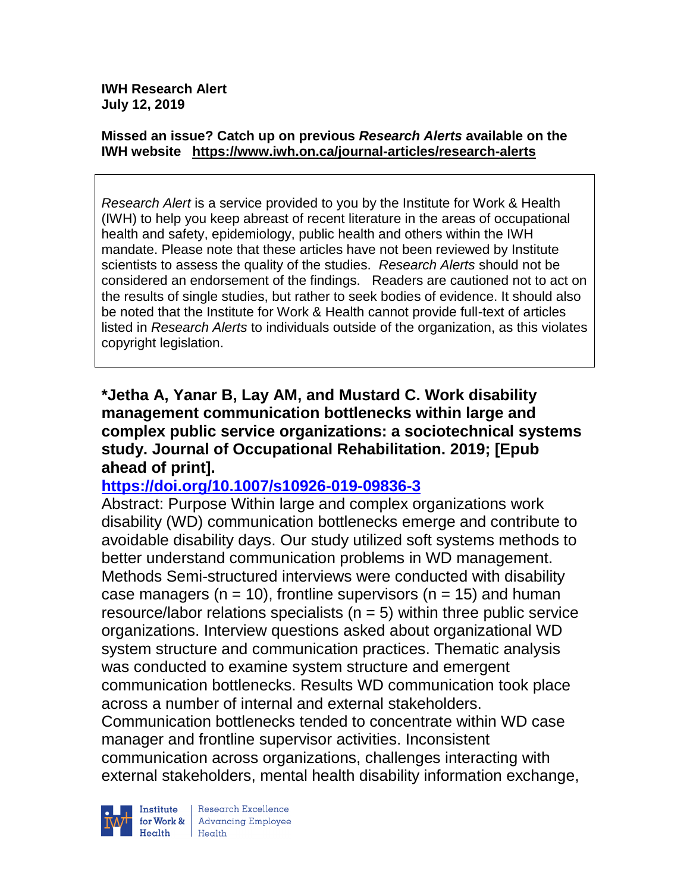**IWH Research Alert**
**July 12, 2019**

**Missed an issue? Catch up on previous *Research Alerts* available on the IWH website https://www.iwh.on.ca/journal-articles/research-alerts**

*Research Alert* is a service provided to you by the Institute for Work & Health (IWH) to help you keep abreast of recent literature in the areas of occupational health and safety, epidemiology, public health and others within the IWH mandate. Please note that these articles have not been reviewed by Institute scientists to assess the quality of the studies. *Research Alerts* should not be considered an endorsement of the findings. Readers are cautioned not to act on the results of single studies, but rather to seek bodies of evidence. It should also be noted that the Institute for Work & Health cannot provide full-text of articles listed in *Research Alerts* to individuals outside of the organization, as this violates copyright legislation.

**\*Jetha A, Yanar B, Lay AM, and Mustard C. Work disability management communication bottlenecks within large and complex public service organizations: a sociotechnical systems study. Journal of Occupational Rehabilitation. 2019; [Epub ahead of print].**

**https://doi.org/10.1007/s10926-019-09836-3**

Abstract: Purpose Within large and complex organizations work disability (WD) communication bottlenecks emerge and contribute to avoidable disability days. Our study utilized soft systems methods to better understand communication problems in WD management. Methods Semi-structured interviews were conducted with disability case managers (n = 10), frontline supervisors (n = 15) and human resource/labor relations specialists (n = 5) within three public service organizations. Interview questions asked about organizational WD system structure and communication practices. Thematic analysis was conducted to examine system structure and emergent communication bottlenecks. Results WD communication took place across a number of internal and external stakeholders. Communication bottlenecks tended to concentrate within WD case manager and frontline supervisor activities. Inconsistent communication across organizations, challenges interacting with external stakeholders, mental health disability information exchange,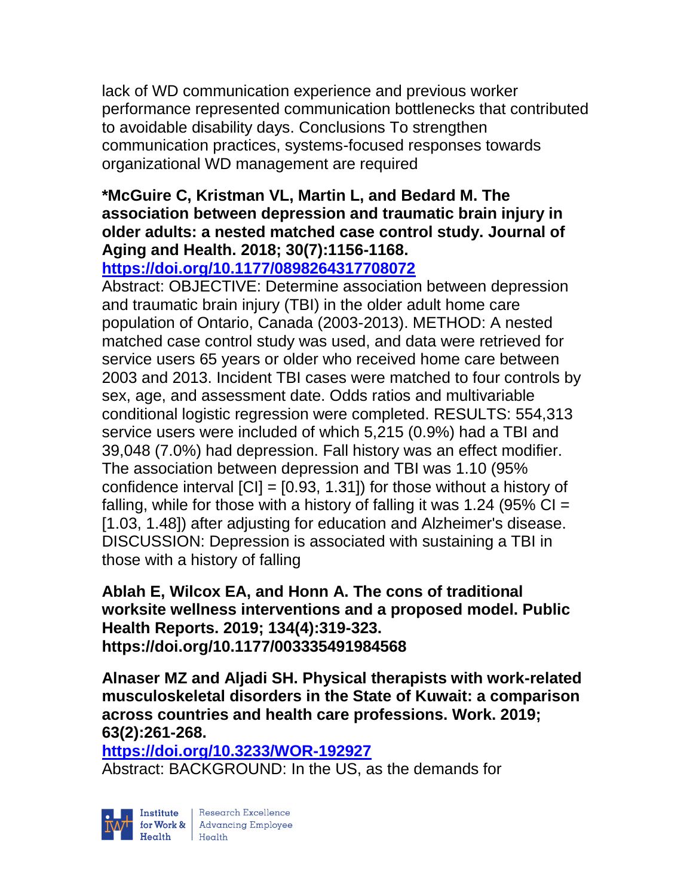lack of WD communication experience and previous worker performance represented communication bottlenecks that contributed to avoidable disability days. Conclusions To strengthen communication practices, systems-focused responses towards organizational WD management are required

**\*McGuire C, Kristman VL, Martin L, and Bedard M. The association between depression and traumatic brain injury in older adults: a nested matched case control study. Journal of Aging and Health. 2018; 30(7):1156-1168.**
**https://doi.org/10.1177/0898264317708072**
Abstract: OBJECTIVE: Determine association between depression and traumatic brain injury (TBI) in the older adult home care population of Ontario, Canada (2003-2013). METHOD: A nested matched case control study was used, and data were retrieved for service users 65 years or older who received home care between 2003 and 2013. Incident TBI cases were matched to four controls by sex, age, and assessment date. Odds ratios and multivariable conditional logistic regression were completed. RESULTS: 554,313 service users were included of which 5,215 (0.9%) had a TBI and 39,048 (7.0%) had depression. Fall history was an effect modifier. The association between depression and TBI was 1.10 (95% confidence interval [CI] = [0.93, 1.31]) for those without a history of falling, while for those with a history of falling it was 1.24 (95% CI = [1.03, 1.48]) after adjusting for education and Alzheimer's disease. DISCUSSION: Depression is associated with sustaining a TBI in those with a history of falling

**Ablah E, Wilcox EA, and Honn A. The cons of traditional worksite wellness interventions and a proposed model. Public Health Reports. 2019; 134(4):319-323. https://doi.org/10.1177/003335491984568**

**Alnaser MZ and Aljadi SH. Physical therapists with work-related musculoskeletal disorders in the State of Kuwait: a comparison across countries and health care professions. Work. 2019; 63(2):261-268.**
**https://doi.org/10.3233/WOR-192927**
Abstract: BACKGROUND: In the US, as the demands for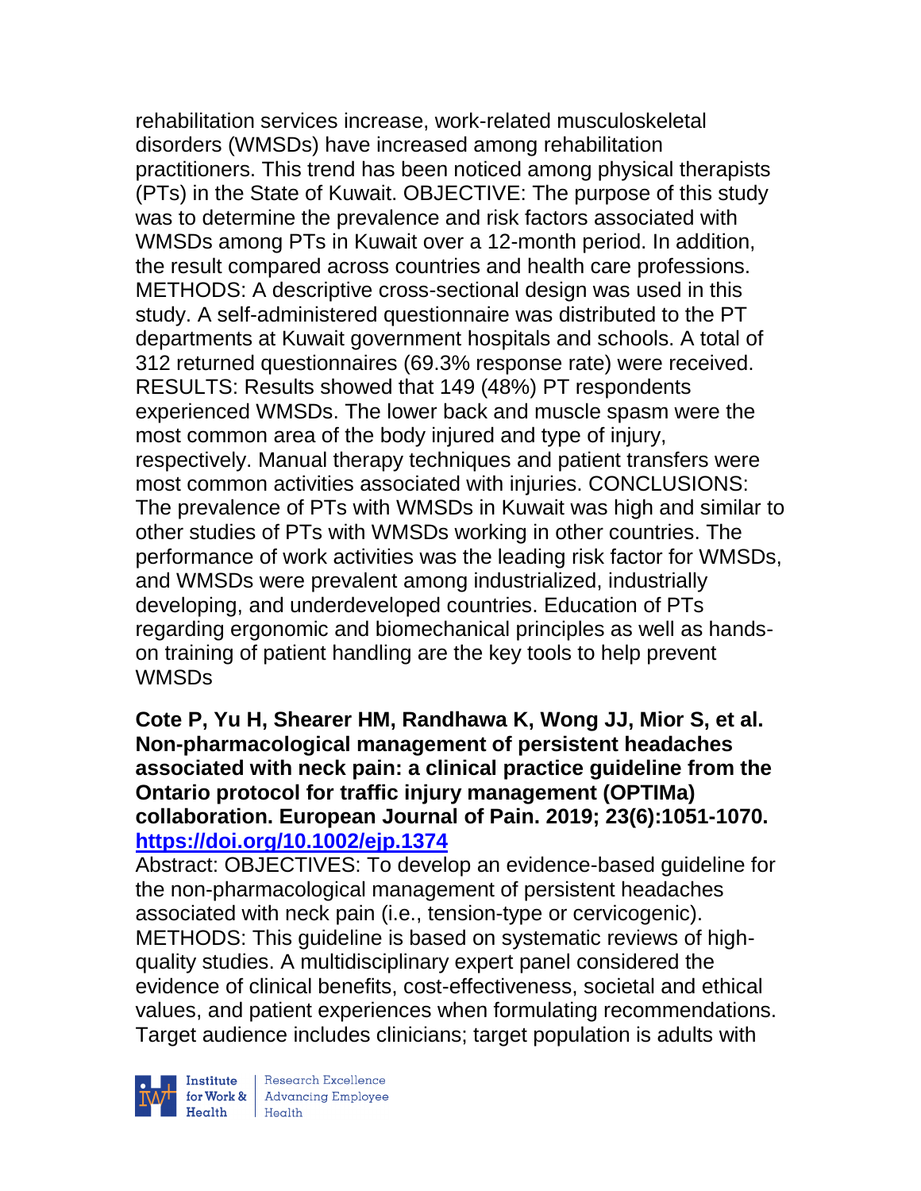rehabilitation services increase, work-related musculoskeletal disorders (WMSDs) have increased among rehabilitation practitioners. This trend has been noticed among physical therapists (PTs) in the State of Kuwait. OBJECTIVE: The purpose of this study was to determine the prevalence and risk factors associated with WMSDs among PTs in Kuwait over a 12-month period. In addition, the result compared across countries and health care professions. METHODS: A descriptive cross-sectional design was used in this study. A self-administered questionnaire was distributed to the PT departments at Kuwait government hospitals and schools. A total of 312 returned questionnaires (69.3% response rate) were received. RESULTS: Results showed that 149 (48%) PT respondents experienced WMSDs. The lower back and muscle spasm were the most common area of the body injured and type of injury, respectively. Manual therapy techniques and patient transfers were most common activities associated with injuries. CONCLUSIONS: The prevalence of PTs with WMSDs in Kuwait was high and similar to other studies of PTs with WMSDs working in other countries. The performance of work activities was the leading risk factor for WMSDs, and WMSDs were prevalent among industrialized, industrially developing, and underdeveloped countries. Education of PTs regarding ergonomic and biomechanical principles as well as hands-on training of patient handling are the key tools to help prevent WMSDs

**Cote P, Yu H, Shearer HM, Randhawa K, Wong JJ, Mior S, et al. Non-pharmacological management of persistent headaches associated with neck pain: a clinical practice guideline from the Ontario protocol for traffic injury management (OPTIMa) collaboration. European Journal of Pain. 2019; 23(6):1051-1070. https://doi.org/10.1002/ejp.1374**

Abstract: OBJECTIVES: To develop an evidence-based guideline for the non-pharmacological management of persistent headaches associated with neck pain (i.e., tension-type or cervicogenic). METHODS: This guideline is based on systematic reviews of high-quality studies. A multidisciplinary expert panel considered the evidence of clinical benefits, cost-effectiveness, societal and ethical values, and patient experiences when formulating recommendations. Target audience includes clinicians; target population is adults with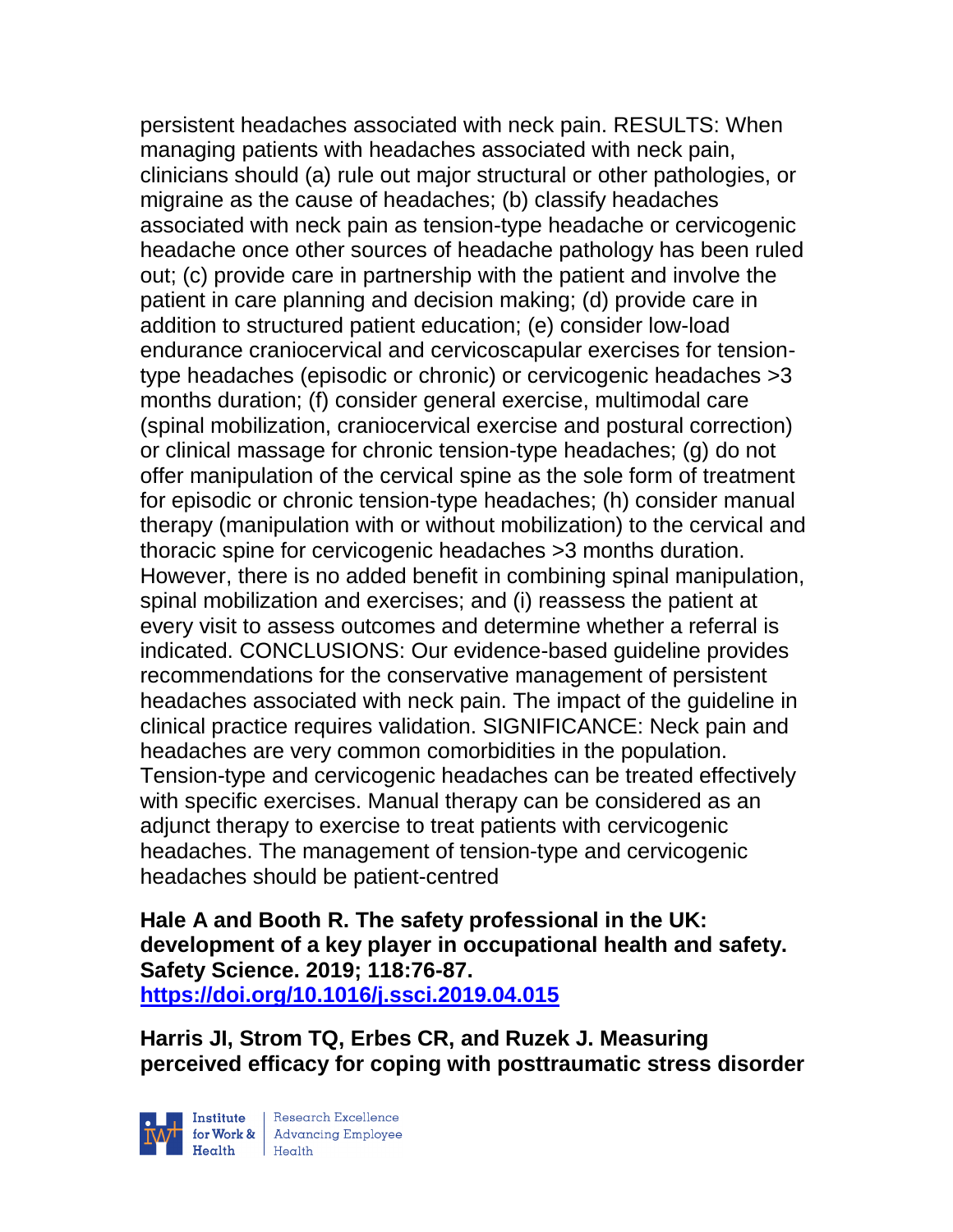persistent headaches associated with neck pain. RESULTS: When managing patients with headaches associated with neck pain, clinicians should (a) rule out major structural or other pathologies, or migraine as the cause of headaches; (b) classify headaches associated with neck pain as tension-type headache or cervicogenic headache once other sources of headache pathology has been ruled out; (c) provide care in partnership with the patient and involve the patient in care planning and decision making; (d) provide care in addition to structured patient education; (e) consider low-load endurance craniocervical and cervicoscapular exercises for tension-type headaches (episodic or chronic) or cervicogenic headaches >3 months duration; (f) consider general exercise, multimodal care (spinal mobilization, craniocervical exercise and postural correction) or clinical massage for chronic tension-type headaches; (g) do not offer manipulation of the cervical spine as the sole form of treatment for episodic or chronic tension-type headaches; (h) consider manual therapy (manipulation with or without mobilization) to the cervical and thoracic spine for cervicogenic headaches >3 months duration. However, there is no added benefit in combining spinal manipulation, spinal mobilization and exercises; and (i) reassess the patient at every visit to assess outcomes and determine whether a referral is indicated. CONCLUSIONS: Our evidence-based guideline provides recommendations for the conservative management of persistent headaches associated with neck pain. The impact of the guideline in clinical practice requires validation. SIGNIFICANCE: Neck pain and headaches are very common comorbidities in the population. Tension-type and cervicogenic headaches can be treated effectively with specific exercises. Manual therapy can be considered as an adjunct therapy to exercise to treat patients with cervicogenic headaches. The management of tension-type and cervicogenic headaches should be patient-centred

**Hale A and Booth R. The safety professional in the UK: development of a key player in occupational health and safety. Safety Science. 2019; 118:76-87. [https://doi.org/10.1016/j.ssci.2019.04.015](https://doi.org/10.1016/j.ssci.2019.04.015)**

**Harris JI, Strom TQ, Erbes CR, and Ruzek J. Measuring perceived efficacy for coping with posttraumatic stress disorder**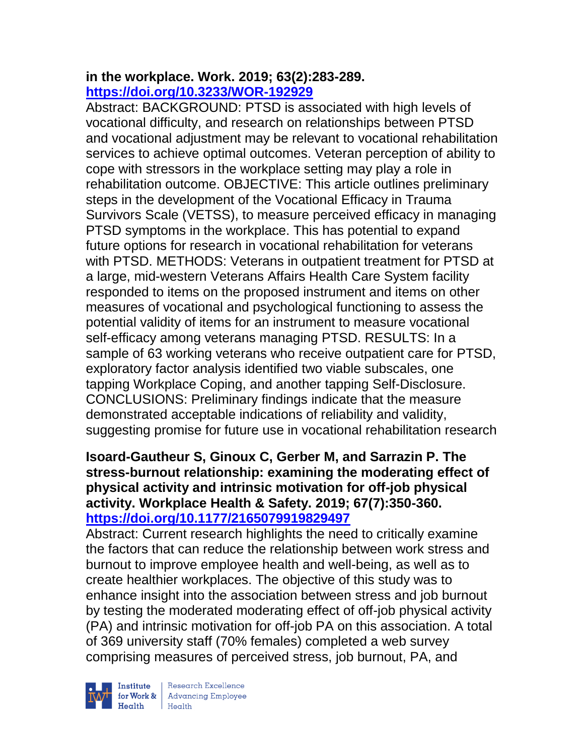**in the workplace. Work. 2019; 63(2):283-289. https://doi.org/10.3233/WOR-192929**

Abstract: BACKGROUND: PTSD is associated with high levels of vocational difficulty, and research on relationships between PTSD and vocational adjustment may be relevant to vocational rehabilitation services to achieve optimal outcomes. Veteran perception of ability to cope with stressors in the workplace setting may play a role in rehabilitation outcome. OBJECTIVE: This article outlines preliminary steps in the development of the Vocational Efficacy in Trauma Survivors Scale (VETSS), to measure perceived efficacy in managing PTSD symptoms in the workplace. This has potential to expand future options for research in vocational rehabilitation for veterans with PTSD. METHODS: Veterans in outpatient treatment for PTSD at a large, mid-western Veterans Affairs Health Care System facility responded to items on the proposed instrument and items on other measures of vocational and psychological functioning to assess the potential validity of items for an instrument to measure vocational self-efficacy among veterans managing PTSD. RESULTS: In a sample of 63 working veterans who receive outpatient care for PTSD, exploratory factor analysis identified two viable subscales, one tapping Workplace Coping, and another tapping Self-Disclosure. CONCLUSIONS: Preliminary findings indicate that the measure demonstrated acceptable indications of reliability and validity, suggesting promise for future use in vocational rehabilitation research

**Isoard-Gautheur S, Ginoux C, Gerber M, and Sarrazin P. The stress-burnout relationship: examining the moderating effect of physical activity and intrinsic motivation for off-job physical activity. Workplace Health & Safety. 2019; 67(7):350-360. https://doi.org/10.1177/2165079919829497**

Abstract: Current research highlights the need to critically examine the factors that can reduce the relationship between work stress and burnout to improve employee health and well-being, as well as to create healthier workplaces. The objective of this study was to enhance insight into the association between stress and job burnout by testing the moderated moderating effect of off-job physical activity (PA) and intrinsic motivation for off-job PA on this association. A total of 369 university staff (70% females) completed a web survey comprising measures of perceived stress, job burnout, PA, and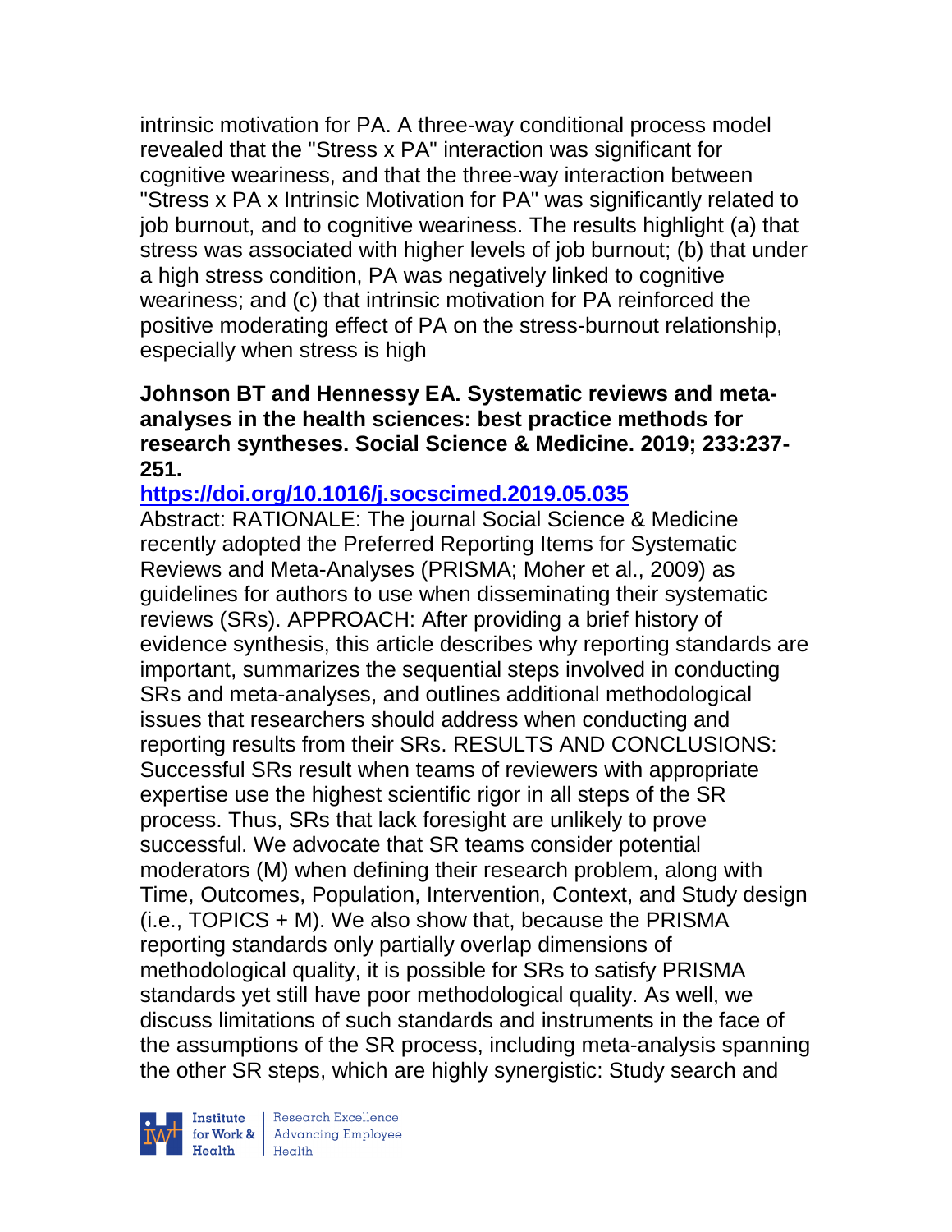intrinsic motivation for PA. A three-way conditional process model revealed that the "Stress x PA" interaction was significant for cognitive weariness, and that the three-way interaction between "Stress x PA x Intrinsic Motivation for PA" was significantly related to job burnout, and to cognitive weariness. The results highlight (a) that stress was associated with higher levels of job burnout; (b) that under a high stress condition, PA was negatively linked to cognitive weariness; and (c) that intrinsic motivation for PA reinforced the positive moderating effect of PA on the stress-burnout relationship, especially when stress is high

**Johnson BT and Hennessy EA. Systematic reviews and meta-analyses in the health sciences: best practice methods for research syntheses. Social Science & Medicine. 2019; 233:237-251.**

**https://doi.org/10.1016/j.socscimed.2019.05.035**

Abstract: RATIONALE: The journal Social Science & Medicine recently adopted the Preferred Reporting Items for Systematic Reviews and Meta-Analyses (PRISMA; Moher et al., 2009) as guidelines for authors to use when disseminating their systematic reviews (SRs). APPROACH: After providing a brief history of evidence synthesis, this article describes why reporting standards are important, summarizes the sequential steps involved in conducting SRs and meta-analyses, and outlines additional methodological issues that researchers should address when conducting and reporting results from their SRs. RESULTS AND CONCLUSIONS: Successful SRs result when teams of reviewers with appropriate expertise use the highest scientific rigor in all steps of the SR process. Thus, SRs that lack foresight are unlikely to prove successful. We advocate that SR teams consider potential moderators (M) when defining their research problem, along with Time, Outcomes, Population, Intervention, Context, and Study design (i.e., TOPICS + M). We also show that, because the PRISMA reporting standards only partially overlap dimensions of methodological quality, it is possible for SRs to satisfy PRISMA standards yet still have poor methodological quality. As well, we discuss limitations of such standards and instruments in the face of the assumptions of the SR process, including meta-analysis spanning the other SR steps, which are highly synergistic: Study search and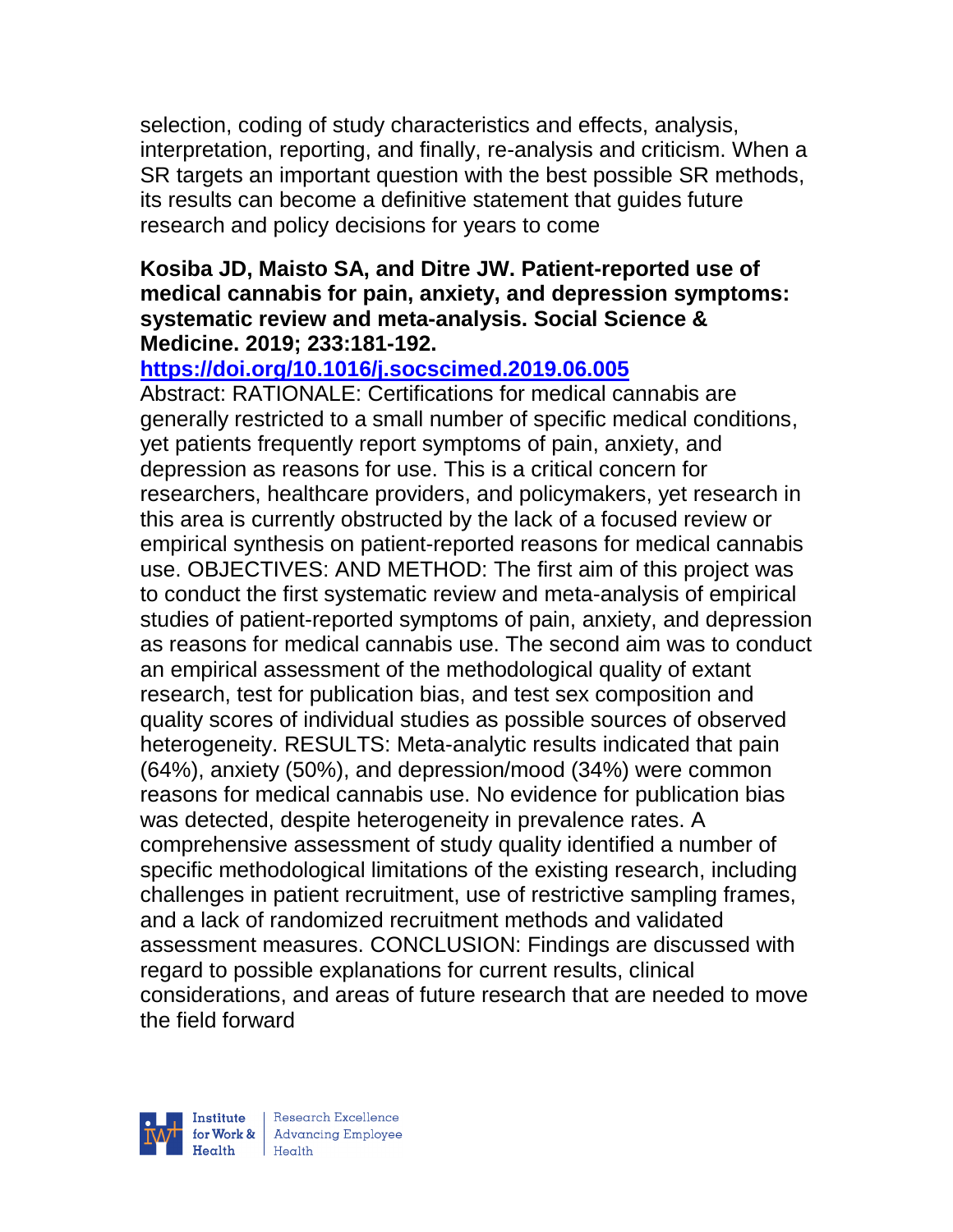selection, coding of study characteristics and effects, analysis, interpretation, reporting, and finally, re-analysis and criticism. When a SR targets an important question with the best possible SR methods, its results can become a definitive statement that guides future research and policy decisions for years to come

**Kosiba JD, Maisto SA, and Ditre JW. Patient-reported use of medical cannabis for pain, anxiety, and depression symptoms: systematic review and meta-analysis. Social Science & Medicine. 2019; 233:181-192.**

**https://doi.org/10.1016/j.socscimed.2019.06.005**

Abstract: RATIONALE: Certifications for medical cannabis are generally restricted to a small number of specific medical conditions, yet patients frequently report symptoms of pain, anxiety, and depression as reasons for use. This is a critical concern for researchers, healthcare providers, and policymakers, yet research in this area is currently obstructed by the lack of a focused review or empirical synthesis on patient-reported reasons for medical cannabis use. OBJECTIVES: AND METHOD: The first aim of this project was to conduct the first systematic review and meta-analysis of empirical studies of patient-reported symptoms of pain, anxiety, and depression as reasons for medical cannabis use. The second aim was to conduct an empirical assessment of the methodological quality of extant research, test for publication bias, and test sex composition and quality scores of individual studies as possible sources of observed heterogeneity. RESULTS: Meta-analytic results indicated that pain (64%), anxiety (50%), and depression/mood (34%) were common reasons for medical cannabis use. No evidence for publication bias was detected, despite heterogeneity in prevalence rates. A comprehensive assessment of study quality identified a number of specific methodological limitations of the existing research, including challenges in patient recruitment, use of restrictive sampling frames, and a lack of randomized recruitment methods and validated assessment measures. CONCLUSION: Findings are discussed with regard to possible explanations for current results, clinical considerations, and areas of future research that are needed to move the field forward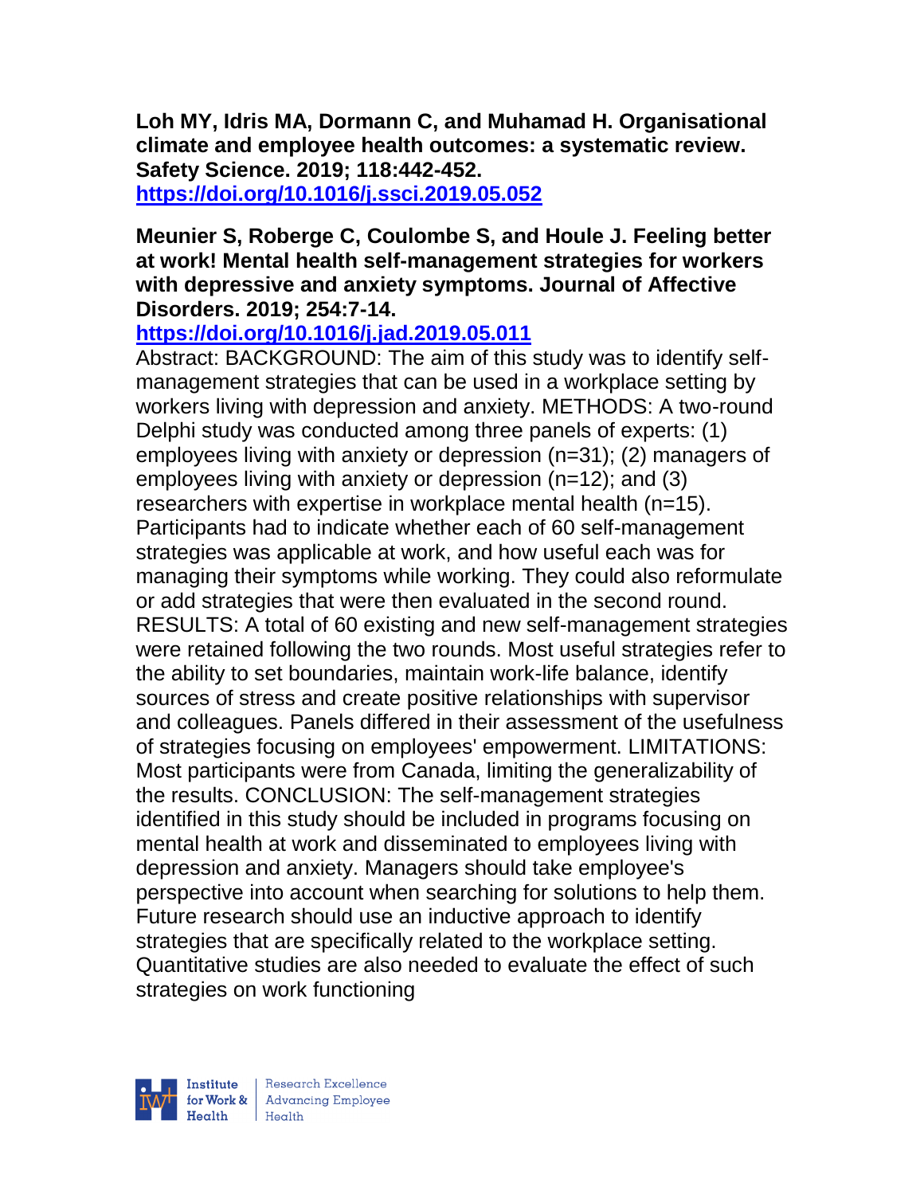**Loh MY, Idris MA, Dormann C, and Muhamad H. Organisational climate and employee health outcomes: a systematic review. Safety Science. 2019; 118:442-452.**
**https://doi.org/10.1016/j.ssci.2019.05.052**

**Meunier S, Roberge C, Coulombe S, and Houle J. Feeling better at work! Mental health self-management strategies for workers with depressive and anxiety symptoms. Journal of Affective Disorders. 2019; 254:7-14.**
**https://doi.org/10.1016/j.jad.2019.05.011**

Abstract: BACKGROUND: The aim of this study was to identify self-management strategies that can be used in a workplace setting by workers living with depression and anxiety. METHODS: A two-round Delphi study was conducted among three panels of experts: (1) employees living with anxiety or depression (n=31); (2) managers of employees living with anxiety or depression (n=12); and (3) researchers with expertise in workplace mental health (n=15). Participants had to indicate whether each of 60 self-management strategies was applicable at work, and how useful each was for managing their symptoms while working. They could also reformulate or add strategies that were then evaluated in the second round. RESULTS: A total of 60 existing and new self-management strategies were retained following the two rounds. Most useful strategies refer to the ability to set boundaries, maintain work-life balance, identify sources of stress and create positive relationships with supervisor and colleagues. Panels differed in their assessment of the usefulness of strategies focusing on employees' empowerment. LIMITATIONS: Most participants were from Canada, limiting the generalizability of the results. CONCLUSION: The self-management strategies identified in this study should be included in programs focusing on mental health at work and disseminated to employees living with depression and anxiety. Managers should take employee's perspective into account when searching for solutions to help them. Future research should use an inductive approach to identify strategies that are specifically related to the workplace setting. Quantitative studies are also needed to evaluate the effect of such strategies on work functioning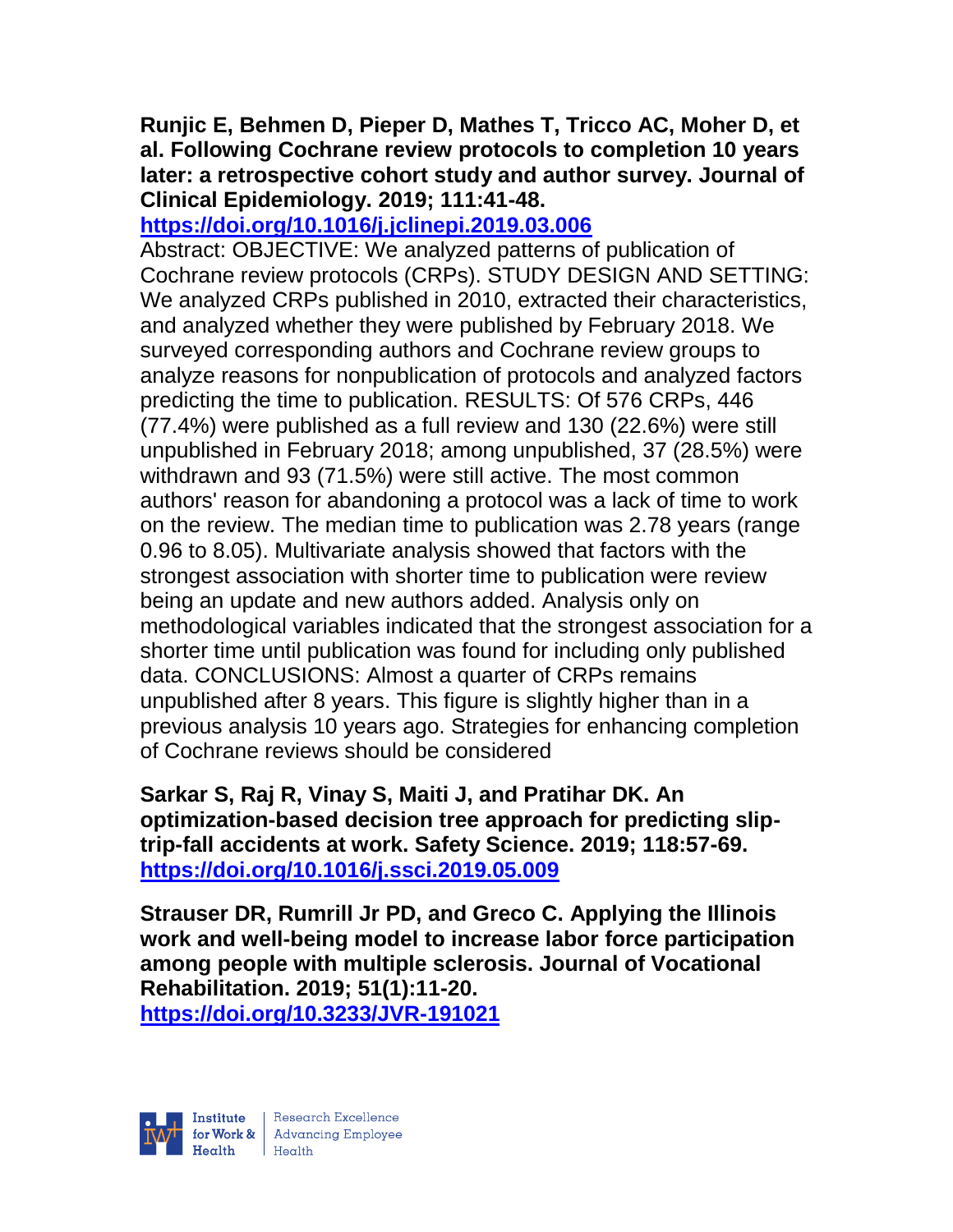**Runjic E, Behmen D, Pieper D, Mathes T, Tricco AC, Moher D, et al. Following Cochrane review protocols to completion 10 years later: a retrospective cohort study and author survey. Journal of Clinical Epidemiology. 2019; 111:41-48.**
**https://doi.org/10.1016/j.jclinepi.2019.03.006**

Abstract: OBJECTIVE: We analyzed patterns of publication of Cochrane review protocols (CRPs). STUDY DESIGN AND SETTING: We analyzed CRPs published in 2010, extracted their characteristics, and analyzed whether they were published by February 2018. We surveyed corresponding authors and Cochrane review groups to analyze reasons for nonpublication of protocols and analyzed factors predicting the time to publication. RESULTS: Of 576 CRPs, 446 (77.4%) were published as a full review and 130 (22.6%) were still unpublished in February 2018; among unpublished, 37 (28.5%) were withdrawn and 93 (71.5%) were still active. The most common authors' reason for abandoning a protocol was a lack of time to work on the review. The median time to publication was 2.78 years (range 0.96 to 8.05). Multivariate analysis showed that factors with the strongest association with shorter time to publication were review being an update and new authors added. Analysis only on methodological variables indicated that the strongest association for a shorter time until publication was found for including only published data. CONCLUSIONS: Almost a quarter of CRPs remains unpublished after 8 years. This figure is slightly higher than in a previous analysis 10 years ago. Strategies for enhancing completion of Cochrane reviews should be considered

**Sarkar S, Raj R, Vinay S, Maiti J, and Pratihar DK. An optimization-based decision tree approach for predicting slip-trip-fall accidents at work. Safety Science. 2019; 118:57-69.**
**https://doi.org/10.1016/j.ssci.2019.05.009**

**Strauser DR, Rumrill Jr PD, and Greco C. Applying the Illinois work and well-being model to increase labor force participation among people with multiple sclerosis. Journal of Vocational Rehabilitation. 2019; 51(1):11-20.**
**https://doi.org/10.3233/JVR-191021**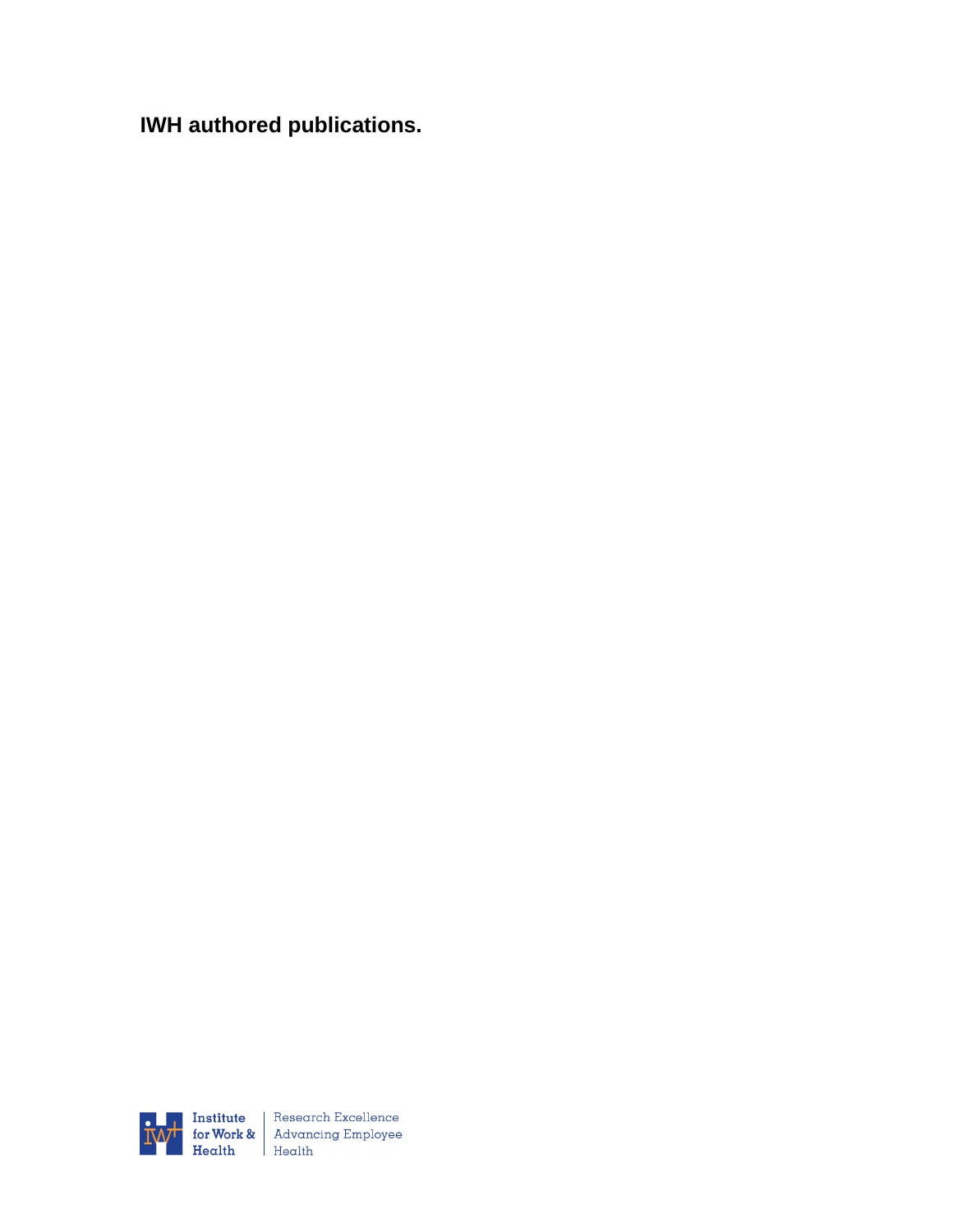**IWH authored publications.**

Institute for Work & Health | Research Excellence Advancing Employee Health